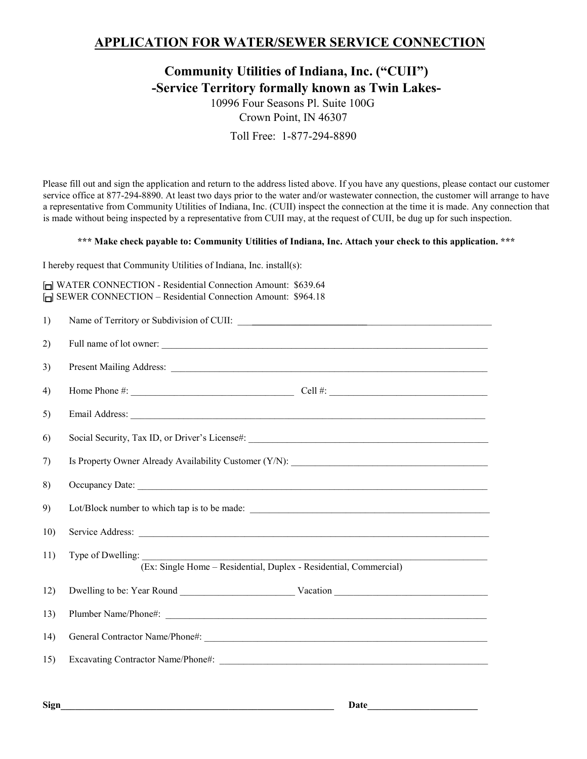# APPLICATION FOR WATER/SEWER SERVICE CONNECTION

## Community Utilities of Indiana, Inc. ("CUII")
## -Service Territory formally known as Twin Lakes-

10996 Four Seasons Pl. Suite 100G
Crown Point, IN 46307

Toll Free: 1-877-294-8890

Please fill out and sign the application and return to the address listed above. If you have any questions, please contact our customer service office at 877-294-8890. At least two days prior to the water and/or wastewater connection, the customer will arrange to have a representative from Community Utilities of Indiana, Inc. (CUII) inspect the connection at the time it is made. Any connection that is made without being inspected by a representative from CUII may, at the request of CUII, be dug up for such inspection.

**\*\*\* Make check payable to: Community Utilities of Indiana, Inc. Attach your check to this application. \*\*\***

I hereby request that Community Utilities of Indiana, Inc. install(s):

☐ WATER CONNECTION - Residential Connection Amount: $639.64
☐ SEWER CONNECTION – Residential Connection Amount: $964.18

1) Name of Territory or Subdivision of CUII: ____________________________________________

2) Full name of lot owner: ____________________________________________

3) Present Mailing Address: ____________________________________________

4) Home Phone #: ______________________ Cell #: ______________________

5) Email Address: ____________________________________________

6) Social Security, Tax ID, or Driver's License#: ____________________________________________

7) Is Property Owner Already Availability Customer (Y/N): ____________________________________________

8) Occupancy Date: ____________________________________________

9) Lot/Block number to which tap is to be made: ____________________________________________

10) Service Address: ____________________________________________

11) Type of Dwelling: ____________________________________________
(Ex: Single Home – Residential, Duplex - Residential, Commercial)

12) Dwelling to be: Year Round ______________________ Vacation ______________________

13) Plumber Name/Phone#: ____________________________________________

14) General Contractor Name/Phone#: ____________________________________________

15) Excavating Contractor Name/Phone#: ____________________________________________

**Sign**____________________________________________ **Date**______________________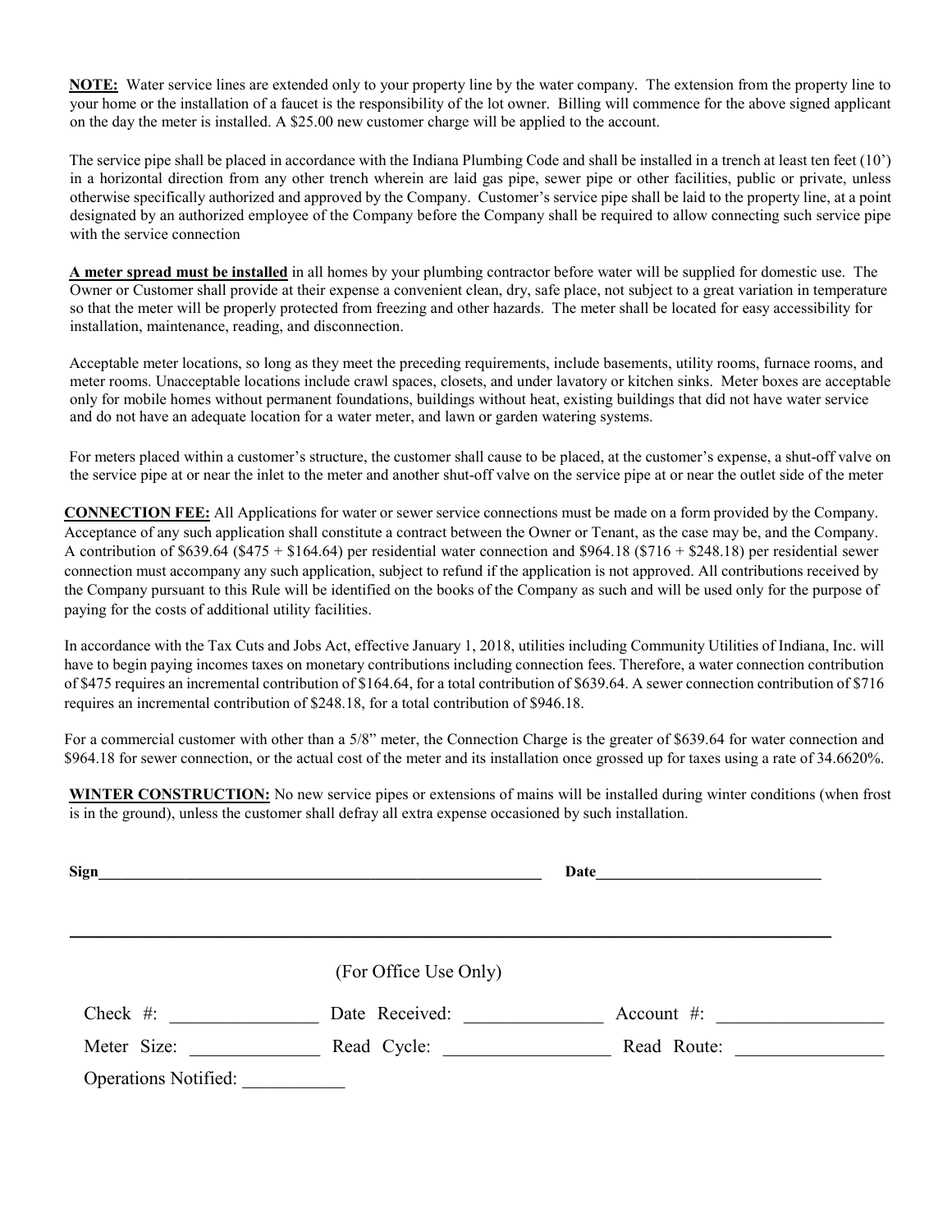**NOTE:** Water service lines are extended only to your property line by the water company. The extension from the property line to your home or the installation of a faucet is the responsibility of the lot owner. Billing will commence for the above signed applicant on the day the meter is installed. A $25.00 new customer charge will be applied to the account.

The service pipe shall be placed in accordance with the Indiana Plumbing Code and shall be installed in a trench at least ten feet (10') in a horizontal direction from any other trench wherein are laid gas pipe, sewer pipe or other facilities, public or private, unless otherwise specifically authorized and approved by the Company. Customer's service pipe shall be laid to the property line, at a point designated by an authorized employee of the Company before the Company shall be required to allow connecting such service pipe with the service connection

**A meter spread must be installed** in all homes by your plumbing contractor before water will be supplied for domestic use. The Owner or Customer shall provide at their expense a convenient clean, dry, safe place, not subject to a great variation in temperature so that the meter will be properly protected from freezing and other hazards. The meter shall be located for easy accessibility for installation, maintenance, reading, and disconnection.

Acceptable meter locations, so long as they meet the preceding requirements, include basements, utility rooms, furnace rooms, and meter rooms. Unacceptable locations include crawl spaces, closets, and under lavatory or kitchen sinks. Meter boxes are acceptable only for mobile homes without permanent foundations, buildings without heat, existing buildings that did not have water service and do not have an adequate location for a water meter, and lawn or garden watering systems.

For meters placed within a customer's structure, the customer shall cause to be placed, at the customer's expense, a shut-off valve on the service pipe at or near the inlet to the meter and another shut-off valve on the service pipe at or near the outlet side of the meter

**CONNECTION FEE:** All Applications for water or sewer service connections must be made on a form provided by the Company. Acceptance of any such application shall constitute a contract between the Owner or Tenant, as the case may be, and the Company. A contribution of $639.64 ($475 + $164.64) per residential water connection and $964.18 ($716 + $248.18) per residential sewer connection must accompany any such application, subject to refund if the application is not approved. All contributions received by the Company pursuant to this Rule will be identified on the books of the Company as such and will be used only for the purpose of paying for the costs of additional utility facilities.

In accordance with the Tax Cuts and Jobs Act, effective January 1, 2018, utilities including Community Utilities of Indiana, Inc. will have to begin paying incomes taxes on monetary contributions including connection fees. Therefore, a water connection contribution of $475 requires an incremental contribution of $164.64, for a total contribution of $639.64. A sewer connection contribution of $716 requires an incremental contribution of $248.18, for a total contribution of $946.18.

For a commercial customer with other than a 5/8" meter, the Connection Charge is the greater of $639.64 for water connection and $964.18 for sewer connection, or the actual cost of the meter and its installation once grossed up for taxes using a rate of 34.6620%.

**WINTER CONSTRUCTION:** No new service pipes or extensions of mains will be installed during winter conditions (when frost is in the ground), unless the customer shall defray all extra expense occasioned by such installation.

**Sign**\_\_\_\_\_\_\_\_\_\_\_\_\_\_\_\_\_\_\_\_\_\_\_\_\_\_\_\_\_\_\_\_\_\_\_\_\_\_\_\_\_\_\_\_ **Date**\_\_\_\_\_\_\_\_\_\_\_\_\_\_\_\_\_\_\_\_\_\_\_\_

---

(For Office Use Only)

Check #: \_\_\_\_\_\_\_\_\_\_\_\_ Date Received: \_\_\_\_\_\_\_\_\_\_\_\_ Account #: \_\_\_\_\_\_\_\_\_\_\_\_

Meter Size: \_\_\_\_\_\_\_\_\_\_\_\_ Read Cycle: \_\_\_\_\_\_\_\_\_\_\_\_ Read Route: \_\_\_\_\_\_\_\_\_\_\_\_

Operations Notified: \_\_\_\_\_\_\_\_\_\_